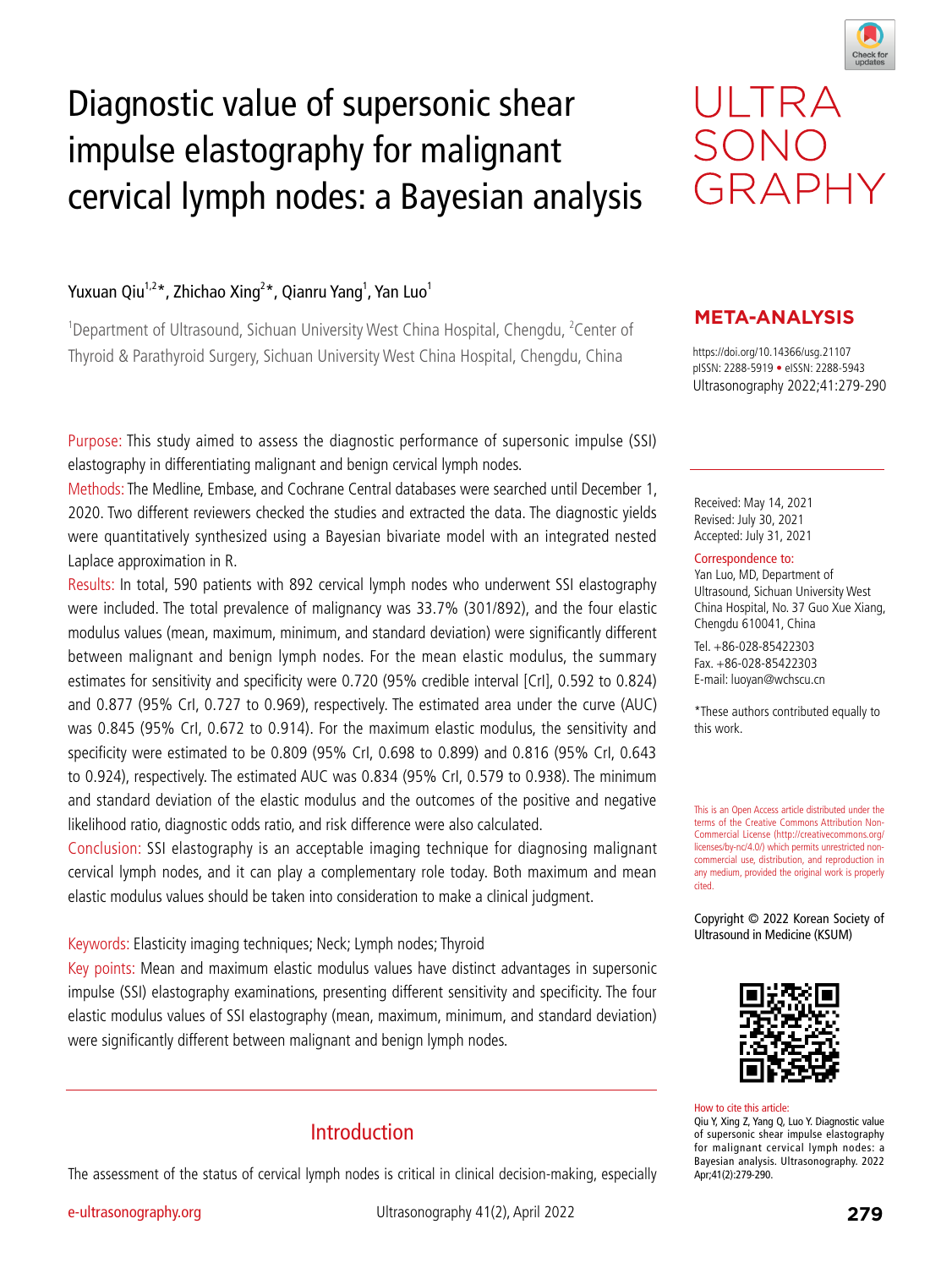# Diagnostic value of supersonic shear impulse elastography for malignant cervical lymph nodes: a Bayesian analysis

Yuxuan Qiu[1,2]*, Zhichao Xing[2]*, Qianru Yang[1], Yan Luo[1]

[1]Department of Ultrasound, Sichuan University West China Hospital, Chengdu, [2]Center of Thyroid & Parathyroid Surgery, Sichuan University West China Hospital, Chengdu, China

**META-ANALYSIS**

https://doi.org/10.14366/usg.21107
pISSN: 2288-5919 • eISSN: 2288-5943
Ultrasonography 2022;41:279-290

Received: May 14, 2021
Revised: July 30, 2021
Accepted: July 31, 2021

Correspondence to:
Yan Luo, MD, Department of Ultrasound, Sichuan University West China Hospital, No. 37 Guo Xue Xiang, Chengdu 610041, China

Tel. +86-028-85422303
Fax. +86-028-85422303
E-mail: luoyan@wchscu.cn

*These authors contributed equally to this work.

This is an Open Access article distributed under the terms of the Creative Commons Attribution Non-Commercial License (http://creativecommons.org/licenses/by-nc/4.0/) which permits unrestricted non-commercial use, distribution, and reproduction in any medium, provided the original work is properly cited.

Copyright © 2022 Korean Society of Ultrasound in Medicine (KSUM)

How to cite this article:
Qiu Y, Xing Z, Yang Q, Luo Y. Diagnostic value of supersonic shear impulse elastography for malignant cervical lymph nodes: a Bayesian analysis. Ultrasonography. 2022 Apr;41(2):279-290.

Purpose: This study aimed to assess the diagnostic performance of supersonic impulse (SSI) elastography in differentiating malignant and benign cervical lymph nodes.

Methods: The Medline, Embase, and Cochrane Central databases were searched until December 1, 2020. Two different reviewers checked the studies and extracted the data. The diagnostic yields were quantitatively synthesized using a Bayesian bivariate model with an integrated nested Laplace approximation in R.

Results: In total, 590 patients with 892 cervical lymph nodes who underwent SSI elastography were included. The total prevalence of malignancy was 33.7% (301/892), and the four elastic modulus values (mean, maximum, minimum, and standard deviation) were significantly different between malignant and benign lymph nodes. For the mean elastic modulus, the summary estimates for sensitivity and specificity were 0.720 (95% credible interval [CrI], 0.592 to 0.824) and 0.877 (95% CrI, 0.727 to 0.969), respectively. The estimated area under the curve (AUC) was 0.845 (95% CrI, 0.672 to 0.914). For the maximum elastic modulus, the sensitivity and specificity were estimated to be 0.809 (95% CrI, 0.698 to 0.899) and 0.816 (95% CrI, 0.643 to 0.924), respectively. The estimated AUC was 0.834 (95% CrI, 0.579 to 0.938). The minimum and standard deviation of the elastic modulus and the outcomes of the positive and negative likelihood ratio, diagnostic odds ratio, and risk difference were also calculated.

Conclusion: SSI elastography is an acceptable imaging technique for diagnosing malignant cervical lymph nodes, and it can play a complementary role today. Both maximum and mean elastic modulus values should be taken into consideration to make a clinical judgment.

Keywords: Elasticity imaging techniques; Neck; Lymph nodes; Thyroid

Key points: Mean and maximum elastic modulus values have distinct advantages in supersonic impulse (SSI) elastography examinations, presenting different sensitivity and specificity. The four elastic modulus values of SSI elastography (mean, maximum, minimum, and standard deviation) were significantly different between malignant and benign lymph nodes.

## Introduction

The assessment of the status of cervical lymph nodes is critical in clinical decision-making, especially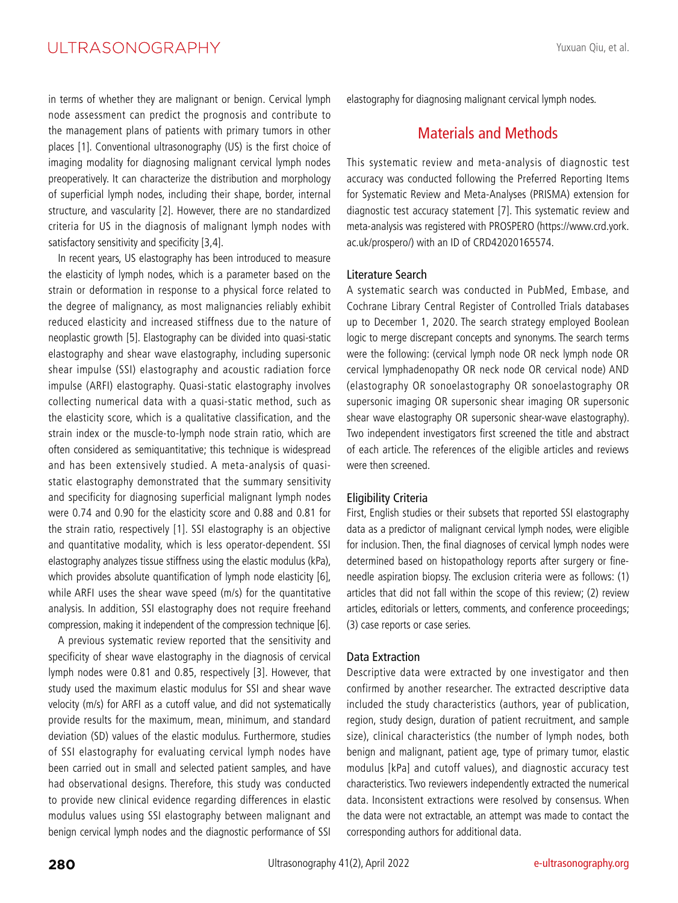in terms of whether they are malignant or benign. Cervical lymph node assessment can predict the prognosis and contribute to the management plans of patients with primary tumors in other places [1]. Conventional ultrasonography (US) is the first choice of imaging modality for diagnosing malignant cervical lymph nodes preoperatively. It can characterize the distribution and morphology of superficial lymph nodes, including their shape, border, internal structure, and vascularity [2]. However, there are no standardized criteria for US in the diagnosis of malignant lymph nodes with satisfactory sensitivity and specificity [3,4].

In recent years, US elastography has been introduced to measure the elasticity of lymph nodes, which is a parameter based on the strain or deformation in response to a physical force related to the degree of malignancy, as most malignancies reliably exhibit reduced elasticity and increased stiffness due to the nature of neoplastic growth [5]. Elastography can be divided into quasi-static elastography and shear wave elastography, including supersonic shear impulse (SSI) elastography and acoustic radiation force impulse (ARFI) elastography. Quasi-static elastography involves collecting numerical data with a quasi-static method, such as the elasticity score, which is a qualitative classification, and the strain index or the muscle-to-lymph node strain ratio, which are often considered as semiquantitative; this technique is widespread and has been extensively studied. A meta-analysis of quasi-static elastography demonstrated that the summary sensitivity and specificity for diagnosing superficial malignant lymph nodes were 0.74 and 0.90 for the elasticity score and 0.88 and 0.81 for the strain ratio, respectively [1]. SSI elastography is an objective and quantitative modality, which is less operator-dependent. SSI elastography analyzes tissue stiffness using the elastic modulus (kPa), which provides absolute quantification of lymph node elasticity [6], while ARFI uses the shear wave speed (m/s) for the quantitative analysis. In addition, SSI elastography does not require freehand compression, making it independent of the compression technique [6].

A previous systematic review reported that the sensitivity and specificity of shear wave elastography in the diagnosis of cervical lymph nodes were 0.81 and 0.85, respectively [3]. However, that study used the maximum elastic modulus for SSI and shear wave velocity (m/s) for ARFI as a cutoff value, and did not systematically provide results for the maximum, mean, minimum, and standard deviation (SD) values of the elastic modulus. Furthermore, studies of SSI elastography for evaluating cervical lymph nodes have been carried out in small and selected patient samples, and have had observational designs. Therefore, this study was conducted to provide new clinical evidence regarding differences in elastic modulus values using SSI elastography between malignant and benign cervical lymph nodes and the diagnostic performance of SSI elastography for diagnosing malignant cervical lymph nodes.

## Materials and Methods

This systematic review and meta-analysis of diagnostic test accuracy was conducted following the Preferred Reporting Items for Systematic Review and Meta-Analyses (PRISMA) extension for diagnostic test accuracy statement [7]. This systematic review and meta-analysis was registered with PROSPERO (https://www.crd.york.ac.uk/prospero/) with an ID of CRD42020165574.

### Literature Search

A systematic search was conducted in PubMed, Embase, and Cochrane Library Central Register of Controlled Trials databases up to December 1, 2020. The search strategy employed Boolean logic to merge discrepant concepts and synonyms. The search terms were the following: (cervical lymph node OR neck lymph node OR cervical lymphadenopathy OR neck node OR cervical node) AND (elastography OR sonoelastography OR sonoelastography OR supersonic imaging OR supersonic shear imaging OR supersonic shear wave elastography OR supersonic shear-wave elastography). Two independent investigators first screened the title and abstract of each article. The references of the eligible articles and reviews were then screened.

### Eligibility Criteria

First, English studies or their subsets that reported SSI elastography data as a predictor of malignant cervical lymph nodes, were eligible for inclusion. Then, the final diagnoses of cervical lymph nodes were determined based on histopathology reports after surgery or fine-needle aspiration biopsy. The exclusion criteria were as follows: (1) articles that did not fall within the scope of this review; (2) review articles, editorials or letters, comments, and conference proceedings; (3) case reports or case series.

### Data Extraction

Descriptive data were extracted by one investigator and then confirmed by another researcher. The extracted descriptive data included the study characteristics (authors, year of publication, region, study design, duration of patient recruitment, and sample size), clinical characteristics (the number of lymph nodes, both benign and malignant, patient age, type of primary tumor, elastic modulus [kPa] and cutoff values), and diagnostic accuracy test characteristics. Two reviewers independently extracted the numerical data. Inconsistent extractions were resolved by consensus. When the data were not extractable, an attempt was made to contact the corresponding authors for additional data.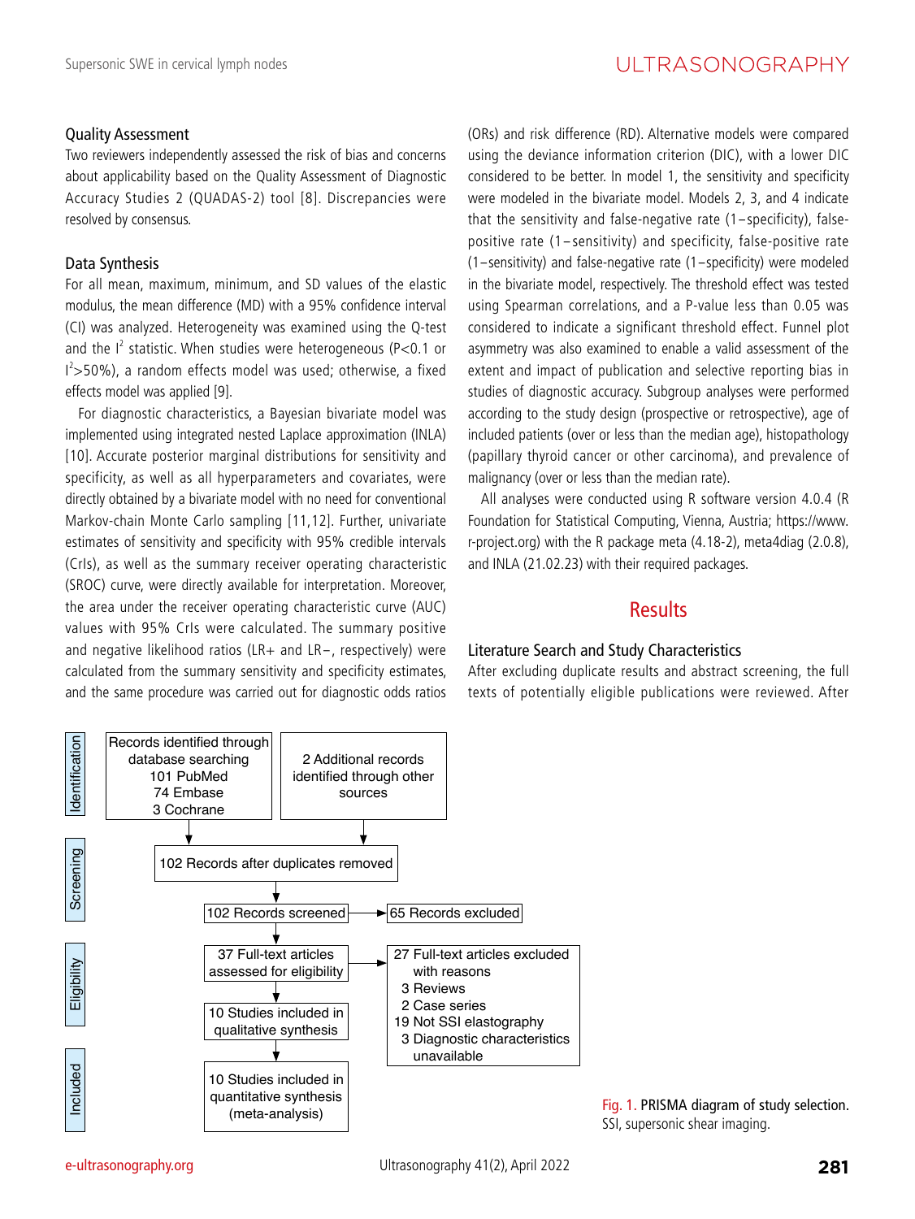### Quality Assessment

Two reviewers independently assessed the risk of bias and concerns about applicability based on the Quality Assessment of Diagnostic Accuracy Studies 2 (QUADAS-2) tool [8]. Discrepancies were resolved by consensus.

### Data Synthesis

For all mean, maximum, minimum, and SD values of the elastic modulus, the mean difference (MD) with a 95% confidence interval (CI) was analyzed. Heterogeneity was examined using the Q-test and the $I^2$ statistic. When studies were heterogeneous ($P<0.1$ or $I^2>50\%$), a random effects model was used; otherwise, a fixed effects model was applied [9].

For diagnostic characteristics, a Bayesian bivariate model was implemented using integrated nested Laplace approximation (INLA) [10]. Accurate posterior marginal distributions for sensitivity and specificity, as well as all hyperparameters and covariates, were directly obtained by a bivariate model with no need for conventional Markov-chain Monte Carlo sampling [11,12]. Further, univariate estimates of sensitivity and specificity with 95% credible intervals (CrIs), as well as the summary receiver operating characteristic (SROC) curve, were directly available for interpretation. Moreover, the area under the receiver operating characteristic curve (AUC) values with 95% CrIs were calculated. The summary positive and negative likelihood ratios (LR+ and LR−, respectively) were calculated from the summary sensitivity and specificity estimates, and the same procedure was carried out for diagnostic odds ratios (ORs) and risk difference (RD). Alternative models were compared using the deviance information criterion (DIC), with a lower DIC considered to be better. In model 1, the sensitivity and specificity were modeled in the bivariate model. Models 2, 3, and 4 indicate that the sensitivity and false-negative rate (1−specificity), false-positive rate (1−sensitivity) and specificity, false-positive rate (1−sensitivity) and false-negative rate (1−specificity) were modeled in the bivariate model, respectively. The threshold effect was tested using Spearman correlations, and a P-value less than 0.05 was considered to indicate a significant threshold effect. Funnel plot asymmetry was also examined to enable a valid assessment of the extent and impact of publication and selective reporting bias in studies of diagnostic accuracy. Subgroup analyses were performed according to the study design (prospective or retrospective), age of included patients (over or less than the median age), histopathology (papillary thyroid cancer or other carcinoma), and prevalence of malignancy (over or less than the median rate).

All analyses were conducted using R software version 4.0.4 (R Foundation for Statistical Computing, Vienna, Austria; https://www.r-project.org) with the R package meta (4.18-2), meta4diag (2.0.8), and INLA (21.02.23) with their required packages.

## Results

### Literature Search and Study Characteristics

After excluding duplicate results and abstract screening, the full texts of potentially eligible publications were reviewed. After

Identification: Records identified through database searching: 101 PubMed, 74 Embase, 3 Cochrane; 2 Additional records identified through other sources

Screening: 102 Records after duplicates removed → 102 Records screened → 65 Records excluded

Eligibility: 37 Full-text articles assessed for eligibility → 27 Full-text articles excluded with reasons: 3 Reviews, 2 Case series, 19 Not SSI elastography, 3 Diagnostic characteristics unavailable; 10 Studies included in qualitative synthesis

Included: 10 Studies included in quantitative synthesis (meta-analysis)

Fig. 1. PRISMA diagram of study selection. SSI, supersonic shear imaging.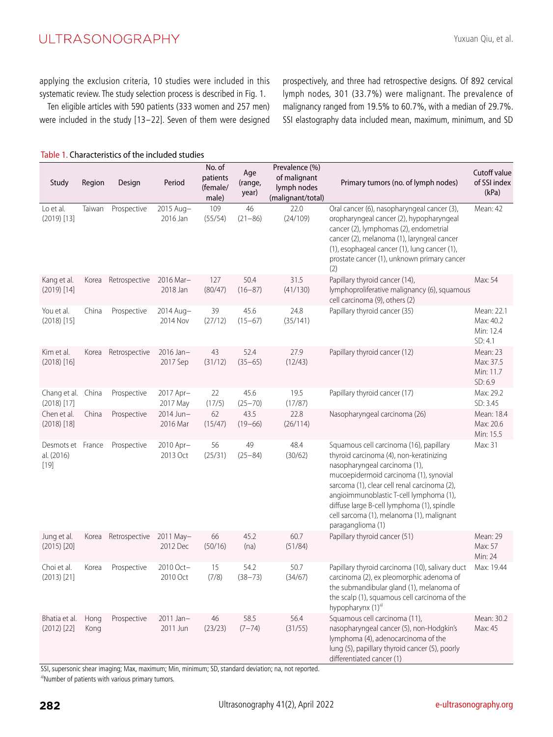applying the exclusion criteria, 10 studies were included in this systematic review. The study selection process is described in Fig. 1.

Ten eligible articles with 590 patients (333 women and 257 men) were included in the study [13–22]. Seven of them were designed prospectively, and three had retrospective designs. Of 892 cervical lymph nodes, 301 (33.7%) were malignant. The prevalence of malignancy ranged from 19.5% to 60.7%, with a median of 29.7%. SSI elastography data included mean, maximum, minimum, and SD

Table 1. Characteristics of the included studies

| Study | Region | Design | Period | No. of patients (female/male) | Age (range, year) | Prevalence (%) of malignant lymph nodes (malignant/total) | Primary tumors (no. of lymph nodes) | Cutoff value of SSI index (kPa) |
|---|---|---|---|---|---|---|---|---|
| Lo et al. (2019) [13] | Taiwan | Prospective | 2015 Aug–2016 Jan | 109 (55/54) | 46 (21–86) | 22.0 (24/109) | Oral cancer (6), nasopharyngeal cancer (3), oropharyngeal cancer (2), hypopharyngeal cancer (2), lymphomas (2), endometrial cancer (2), melanoma (1), laryngeal cancer (1), esophageal cancer (1), lung cancer (1), prostate cancer (1), unknown primary cancer (2) | Mean: 42 |
| Kang et al. (2019) [14] | Korea | Retrospective | 2016 Mar–2018 Jan | 127 (80/47) | 50.4 (16–87) | 31.5 (41/130) | Papillary thyroid cancer (14), lymphoproliferative malignancy (6), squamous cell carcinoma (9), others (2) | Max: 54 |
| You et al. (2018) [15] | China | Prospective | 2014 Aug–2014 Nov | 39 (27/12) | 45.6 (15–67) | 24.8 (35/141) | Papillary thyroid cancer (35) | Mean: 22.1<br>Max: 40.2<br>Min: 12.4<br>SD: 4.1 |
| Kim et al. (2018) [16] | Korea | Retrospective | 2016 Jan–2017 Sep | 43 (31/12) | 52.4 (35–65) | 27.9 (12/43) | Papillary thyroid cancer (12) | Mean: 23<br>Max: 37.5<br>Min: 11.7<br>SD: 6.9 |
| Chang et al. (2018) [17] | China | Prospective | 2017 Apr–2017 May | 22 (17/5) | 45.6 (25–70) | 19.5 (17/87) | Papillary thyroid cancer (17) | Max: 29.2<br>SD: 3.45 |
| Chen et al. (2018) [18] | China | Prospective | 2014 Jun–2016 Mar | 62 (15/47) | 43.5 (19–66) | 22.8 (26/114) | Nasopharyngeal carcinoma (26) | Mean: 18.4<br>Max: 20.6<br>Min: 15.5 |
| Desmots et al. (2016) [19] | France | Prospective | 2010 Apr–2013 Oct | 56 (25/31) | 49 (25–84) | 48.4 (30/62) | Squamous cell carcinoma (16), papillary thyroid carcinoma (4), non-keratinizing nasopharyngeal carcinoma (1), mucoepidermoid carcinoma (1), synovial sarcoma (1), clear cell renal carcinoma (2), angioimmunoblastic T-cell lymphoma (1), diffuse large B-cell lymphoma (1), spindle cell sarcoma (1), melanoma (1), malignant paraganglioma (1) | Max: 31 |
| Jung et al. (2015) [20] | Korea | Retrospective | 2011 May–2012 Dec | 66 (50/16) | 45.2 (na) | 60.7 (51/84) | Papillary thyroid cancer (51) | Mean: 29<br>Max: 57<br>Min: 24 |
| Choi et al. (2013) [21] | Korea | Prospective | 2010 Oct–2010 Oct | 15 (7/8) | 54.2 (38–73) | 50.7 (34/67) | Papillary thyroid carcinoma (10), salivary duct carcinoma (2), ex pleomorphic adenoma of the submandibular gland (1), melanoma of the scalp (1), squamous cell carcinoma of the hypopharynx (1)[a] | Max: 19.44 |
| Bhatia et al. (2012) [22] | Hong Kong | Prospective | 2011 Jan–2011 Jun | 46 (23/23) | 58.5 (7–74) | 56.4 (31/55) | Squamous cell carcinoma (11), nasopharyngeal cancer (5), non-Hodgkin's lymphoma (4), adenocarcinoma of the lung (5), papillary thyroid cancer (5), poorly differentiated cancer (1) | Mean: 30.2<br>Max: 45 |

SSI, supersonic shear imaging; Max, maximum; Min, minimum; SD, standard deviation; na, not reported.

[a]Number of patients with various primary tumors.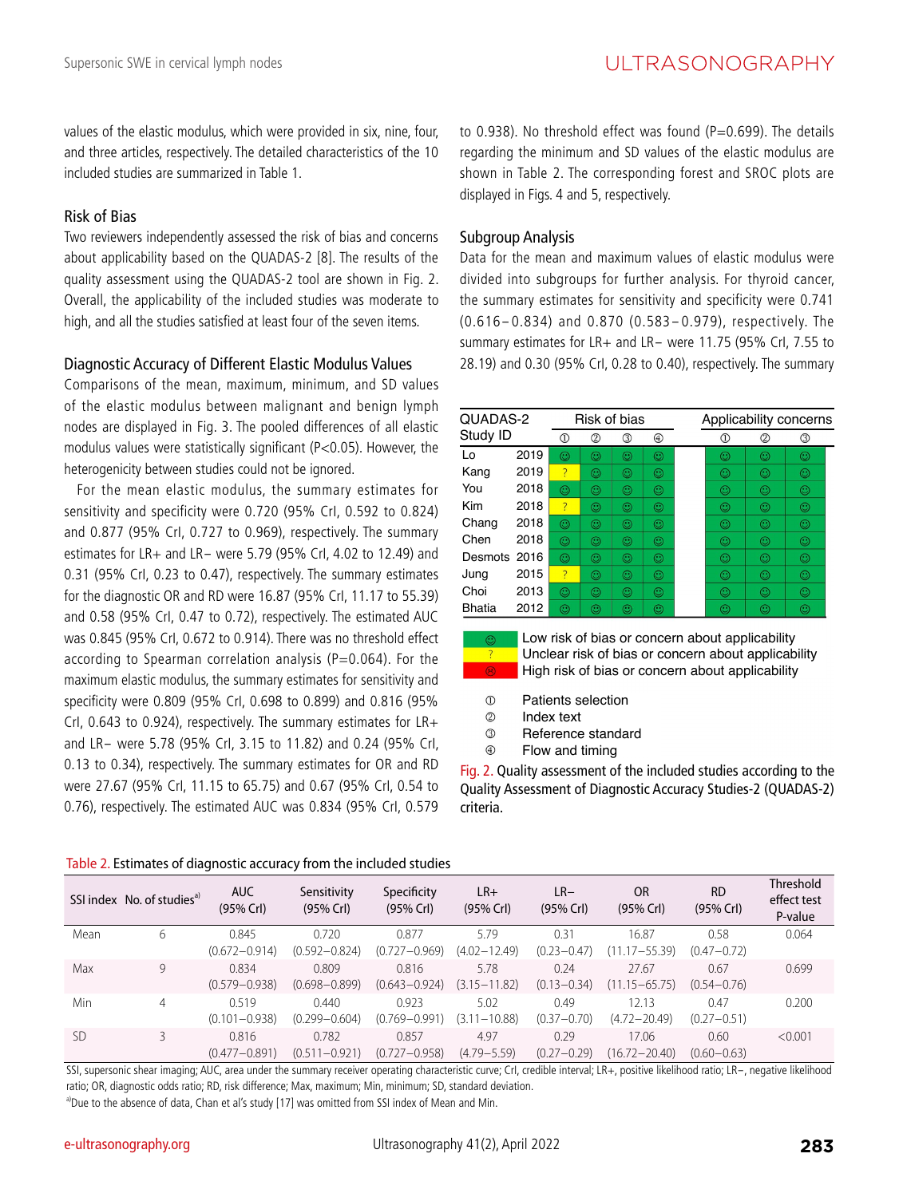values of the elastic modulus, which were provided in six, nine, four, and three articles, respectively. The detailed characteristics of the 10 included studies are summarized in Table 1.

### Risk of Bias

Two reviewers independently assessed the risk of bias and concerns about applicability based on the QUADAS-2 [8]. The results of the quality assessment using the QUADAS-2 tool are shown in Fig. 2. Overall, the applicability of the included studies was moderate to high, and all the studies satisfied at least four of the seven items.

### Diagnostic Accuracy of Different Elastic Modulus Values

Comparisons of the mean, maximum, minimum, and SD values of the elastic modulus between malignant and benign lymph nodes are displayed in Fig. 3. The pooled differences of all elastic modulus values were statistically significant (P<0.05). However, the heterogenicity between studies could not be ignored.

For the mean elastic modulus, the summary estimates for sensitivity and specificity were 0.720 (95% CrI, 0.592 to 0.824) and 0.877 (95% CrI, 0.727 to 0.969), respectively. The summary estimates for LR+ and LR− were 5.79 (95% CrI, 4.02 to 12.49) and 0.31 (95% CrI, 0.23 to 0.47), respectively. The summary estimates for the diagnostic OR and RD were 16.87 (95% CrI, 11.17 to 55.39) and 0.58 (95% CrI, 0.47 to 0.72), respectively. The estimated AUC was 0.845 (95% CrI, 0.672 to 0.914). There was no threshold effect according to Spearman correlation analysis (P=0.064). For the maximum elastic modulus, the summary estimates for sensitivity and specificity were 0.809 (95% CrI, 0.698 to 0.899) and 0.816 (95% CrI, 0.643 to 0.924), respectively. The summary estimates for LR+ and LR− were 5.78 (95% CrI, 3.15 to 11.82) and 0.24 (95% CrI, 0.13 to 0.34), respectively. The summary estimates for OR and RD were 27.67 (95% CrI, 11.15 to 65.75) and 0.67 (95% CrI, 0.54 to 0.76), respectively. The estimated AUC was 0.834 (95% CrI, 0.579 to 0.938). No threshold effect was found (P=0.699). The details regarding the minimum and SD values of the elastic modulus are shown in Table 2. The corresponding forest and SROC plots are displayed in Figs. 4 and 5, respectively.

### Subgroup Analysis

Data for the mean and maximum values of elastic modulus were divided into subgroups for further analysis. For thyroid cancer, the summary estimates for sensitivity and specificity were 0.741 (0.616–0.834) and 0.870 (0.583–0.979), respectively. The summary estimates for LR+ and LR− were 11.75 (95% CrI, 7.55 to 28.19) and 0.30 (95% CrI, 0.28 to 0.40), respectively. The summary

| QUADAS-2 Study ID | | Risk of bias ① | ② | ③ | ④ | Applicability concerns ① | ② | ③ |
|---|---|---|---|---|---|---|---|---|
| Lo | 2019 | ☺ | ☺ | ☺ | ☺ | ☺ | ☺ | ☺ |
| Kang | 2019 | ? | ☺ | ☺ | ☺ | ☺ | ☺ | ☺ |
| You | 2018 | ☺ | ☺ | ☺ | ☺ | ☺ | ☺ | ☺ |
| Kim | 2018 | ? | ☺ | ☺ | ☺ | ☺ | ☺ | ☺ |
| Chang | 2018 | ☺ | ☺ | ☺ | ☺ | ☺ | ☺ | ☺ |
| Chen | 2018 | ☺ | ☺ | ☺ | ☺ | ☺ | ☺ | ☺ |
| Desmots | 2016 | ☺ | ☺ | ☺ | ☺ | ☺ | ☺ | ☺ |
| Jung | 2015 | ? | ☺ | ☺ | ☺ | ☺ | ☺ | ☺ |
| Choi | 2013 | ☺ | ☺ | ☺ | ☺ | ☺ | ☺ | ☺ |
| Bhatia | 2012 | ☺ | ☺ | ☺ | ☺ | ☺ | ☺ | ☺ |

☺ Low risk of bias or concern about applicability
? Unclear risk of bias or concern about applicability
☹ High risk of bias or concern about applicability

① Patients selection
② Index text
③ Reference standard
④ Flow and timing

Fig. 2. Quality assessment of the included studies according to the Quality Assessment of Diagnostic Accuracy Studies-2 (QUADAS-2) criteria.

Table 2. Estimates of diagnostic accuracy from the included studies

| SSI index | No. of studies[a] | AUC (95% CrI) | Sensitivity (95% CrI) | Specificity (95% CrI) | LR+ (95% CrI) | LR− (95% CrI) | OR (95% CrI) | RD (95% CrI) | Threshold effect test P-value |
|---|---|---|---|---|---|---|---|---|---|
| Mean | 6 | 0.845 (0.672–0.914) | 0.720 (0.592–0.824) | 0.877 (0.727–0.969) | 5.79 (4.02–12.49) | 0.31 (0.23–0.47) | 16.87 (11.17–55.39) | 0.58 (0.47–0.72) | 0.064 |
| Max | 9 | 0.834 (0.579–0.938) | 0.809 (0.698–0.899) | 0.816 (0.643–0.924) | 5.78 (3.15–11.82) | 0.24 (0.13–0.34) | 27.67 (11.15–65.75) | 0.67 (0.54–0.76) | 0.699 |
| Min | 4 | 0.519 (0.101–0.938) | 0.440 (0.299–0.604) | 0.923 (0.769–0.991) | 5.02 (3.11–10.88) | 0.49 (0.37–0.70) | 12.13 (4.72–20.49) | 0.47 (0.27–0.51) | 0.200 |
| SD | 3 | 0.816 (0.477–0.891) | 0.782 (0.511–0.921) | 0.857 (0.727–0.958) | 4.97 (4.79–5.59) | 0.29 (0.27–0.29) | 17.06 (16.72–20.40) | 0.60 (0.60–0.63) | <0.001 |

SSI, supersonic shear imaging; AUC, area under the summary receiver operating characteristic curve; CrI, credible interval; LR+, positive likelihood ratio; LR−, negative likelihood ratio; OR, diagnostic odds ratio; RD, risk difference; Max, maximum; Min, minimum; SD, standard deviation.

[a]Due to the absence of data, Chan et al's study [17] was omitted from SSI index of Mean and Min.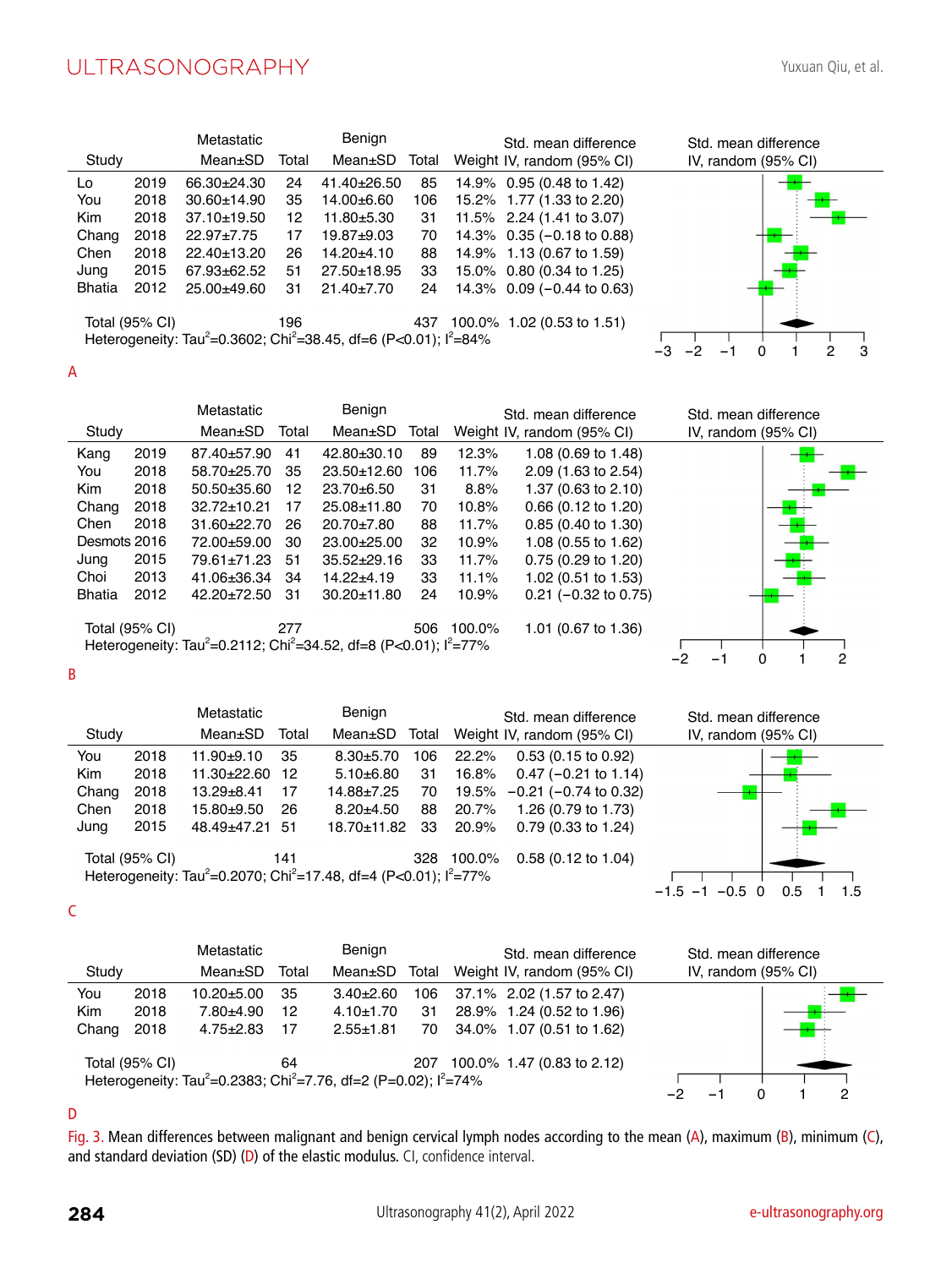| Study | | Metastatic Mean±SD | Total | Benign Mean±SD | Total | Weight | Std. mean difference IV, random (95% CI) |
|---|---|---|---|---|---|---|---|
| Lo | 2019 | 66.30±24.30 | 24 | 41.40±26.50 | 85 | 14.9% | 0.95 (0.48 to 1.42) |
| You | 2018 | 30.60±14.90 | 35 | 14.00±6.60 | 106 | 15.2% | 1.77 (1.33 to 2.20) |
| Kim | 2018 | 37.10±19.50 | 12 | 11.80±5.30 | 31 | 11.5% | 2.24 (1.41 to 3.07) |
| Chang | 2018 | 22.97±7.75 | 17 | 19.87±9.03 | 70 | 14.3% | 0.35 (−0.18 to 0.88) |
| Chen | 2018 | 22.40±13.20 | 26 | 14.20±4.10 | 88 | 14.9% | 1.13 (0.67 to 1.59) |
| Jung | 2015 | 67.93±62.52 | 51 | 27.50±18.95 | 33 | 15.0% | 0.80 (0.34 to 1.25) |
| Bhatia | 2012 | 25.00±49.60 | 31 | 21.40±7.70 | 24 | 14.3% | 0.09 (−0.44 to 0.63) |
| Total (95% CI) | | | 196 | | 437 | 100.0% | 1.02 (0.53 to 1.51) |

Heterogeneity: $Tau^2$=0.3602; $Chi^2$=38.45, df=6 (P<0.01); $I^2$=84%

A

| Study | | Metastatic Mean±SD | Total | Benign Mean±SD | Total | Weight | Std. mean difference IV, random (95% CI) |
|---|---|---|---|---|---|---|---|
| Kang | 2019 | 87.40±57.90 | 41 | 42.80±30.10 | 89 | 12.3% | 1.08 (0.69 to 1.48) |
| You | 2018 | 58.70±25.70 | 35 | 23.50±12.60 | 106 | 11.7% | 2.09 (1.63 to 2.54) |
| Kim | 2018 | 50.50±35.60 | 12 | 23.70±6.50 | 31 | 8.8% | 1.37 (0.63 to 2.10) |
| Chang | 2018 | 32.72±10.21 | 17 | 25.08±11.80 | 70 | 10.8% | 0.66 (0.12 to 1.20) |
| Chen | 2018 | 31.60±22.70 | 26 | 20.70±7.80 | 88 | 11.7% | 0.85 (0.40 to 1.30) |
| Desmots | 2016 | 72.00±59.00 | 30 | 23.00±25.00 | 32 | 10.9% | 1.08 (0.55 to 1.62) |
| Jung | 2015 | 79.61±71.23 | 51 | 35.52±29.16 | 33 | 11.7% | 0.75 (0.29 to 1.20) |
| Choi | 2013 | 41.06±36.34 | 34 | 14.22±4.19 | 33 | 11.1% | 1.02 (0.51 to 1.53) |
| Bhatia | 2012 | 42.20±72.50 | 31 | 30.20±11.80 | 24 | 10.9% | 0.21 (−0.32 to 0.75) |
| Total (95% CI) | | | 277 | | 506 | 100.0% | 1.01 (0.67 to 1.36) |

Heterogeneity: $Tau^2$=0.2112; $Chi^2$=34.52, df=8 (P<0.01); $I^2$=77%

B

| Study | | Metastatic Mean±SD | Total | Benign Mean±SD | Total | Weight | Std. mean difference IV, random (95% CI) |
|---|---|---|---|---|---|---|---|
| You | 2018 | 11.90±9.10 | 35 | 8.30±5.70 | 106 | 22.2% | 0.53 (0.15 to 0.92) |
| Kim | 2018 | 11.30±22.60 | 12 | 5.10±6.80 | 31 | 16.8% | 0.47 (−0.21 to 1.14) |
| Chang | 2018 | 13.29±8.41 | 17 | 14.88±7.25 | 70 | 19.5% | −0.21 (−0.74 to 0.32) |
| Chen | 2018 | 15.80±9.50 | 26 | 8.20±4.50 | 88 | 20.7% | 1.26 (0.79 to 1.73) |
| Jung | 2015 | 48.49±47.21 | 51 | 18.70±11.82 | 33 | 20.9% | 0.79 (0.33 to 1.24) |
| Total (95% CI) | | | 141 | | 328 | 100.0% | 0.58 (0.12 to 1.04) |

Heterogeneity: $Tau^2$=0.2070; $Chi^2$=17.48, df=4 (P<0.01); $I^2$=77%

C

| Study | | Metastatic Mean±SD | Total | Benign Mean±SD | Total | Weight | Std. mean difference IV, random (95% CI) |
|---|---|---|---|---|---|---|---|
| You | 2018 | 10.20±5.00 | 35 | 3.40±2.60 | 106 | 37.1% | 2.02 (1.57 to 2.47) |
| Kim | 2018 | 7.80±4.90 | 12 | 4.10±1.70 | 31 | 28.9% | 1.24 (0.52 to 1.96) |
| Chang | 2018 | 4.75±2.83 | 17 | 2.55±1.81 | 70 | 34.0% | 1.07 (0.51 to 1.62) |
| Total (95% CI) | | | 64 | | 207 | 100.0% | 1.47 (0.83 to 2.12) |

Heterogeneity: $Tau^2$=0.2383; $Chi^2$=7.76, df=2 (P=0.02); $I^2$=74%

D

Fig. 3. Mean differences between malignant and benign cervical lymph nodes according to the mean (A), maximum (B), minimum (C), and standard deviation (SD) (D) of the elastic modulus. CI, confidence interval.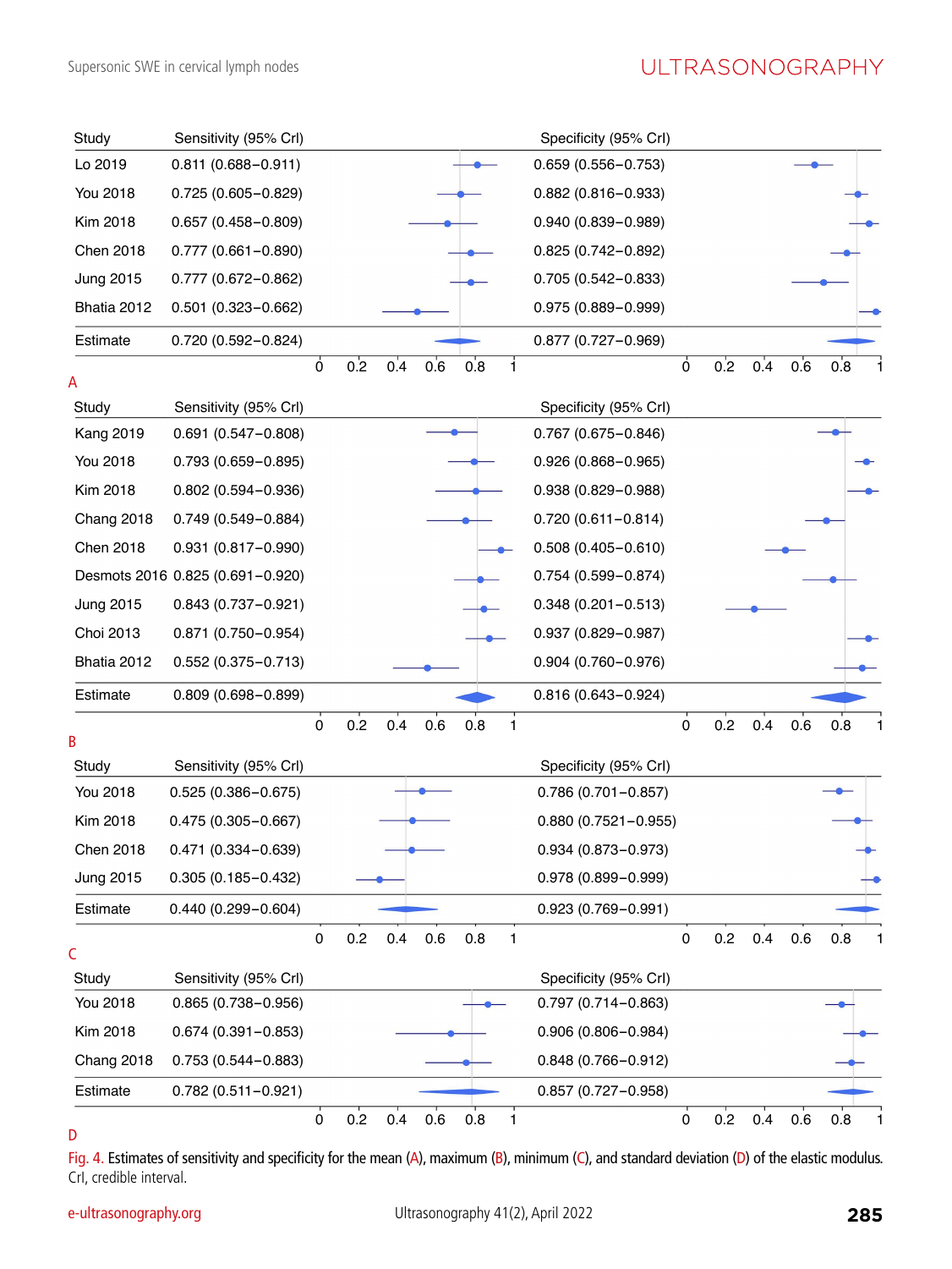**A**

| Study | Sensitivity (95% CrI) | Specificity (95% CrI) |
| --- | --- | --- |
| Lo 2019 | 0.811 (0.688–0.911) | 0.659 (0.556–0.753) |
| You 2018 | 0.725 (0.605–0.829) | 0.882 (0.816–0.933) |
| Kim 2018 | 0.657 (0.458–0.809) | 0.940 (0.839–0.989) |
| Chen 2018 | 0.777 (0.661–0.890) | 0.825 (0.742–0.892) |
| Jung 2015 | 0.777 (0.672–0.862) | 0.705 (0.542–0.833) |
| Bhatia 2012 | 0.501 (0.323–0.662) | 0.975 (0.889–0.999) |
| Estimate | 0.720 (0.592–0.824) | 0.877 (0.727–0.969) |

**B**

| Study | Sensitivity (95% CrI) | Specificity (95% CrI) |
| --- | --- | --- |
| Kang 2019 | 0.691 (0.547–0.808) | 0.767 (0.675–0.846) |
| You 2018 | 0.793 (0.659–0.895) | 0.926 (0.868–0.965) |
| Kim 2018 | 0.802 (0.594–0.936) | 0.938 (0.829–0.988) |
| Chang 2018 | 0.749 (0.549–0.884) | 0.720 (0.611–0.814) |
| Chen 2018 | 0.931 (0.817–0.990) | 0.508 (0.405–0.610) |
| Desmots 2016 | 0.825 (0.691–0.920) | 0.754 (0.599–0.874) |
| Jung 2015 | 0.843 (0.737–0.921) | 0.348 (0.201–0.513) |
| Choi 2013 | 0.871 (0.750–0.954) | 0.937 (0.829–0.987) |
| Bhatia 2012 | 0.552 (0.375–0.713) | 0.904 (0.760–0.976) |
| Estimate | 0.809 (0.698–0.899) | 0.816 (0.643–0.924) |

**C**

| Study | Sensitivity (95% CrI) | Specificity (95% CrI) |
| --- | --- | --- |
| You 2018 | 0.525 (0.386–0.675) | 0.786 (0.701–0.857) |
| Kim 2018 | 0.475 (0.305–0.667) | 0.880 (0.7521–0.955) |
| Chen 2018 | 0.471 (0.334–0.639) | 0.934 (0.873–0.973) |
| Jung 2015 | 0.305 (0.185–0.432) | 0.978 (0.899–0.999) |
| Estimate | 0.440 (0.299–0.604) | 0.923 (0.769–0.991) |

**D**

| Study | Sensitivity (95% CrI) | Specificity (95% CrI) |
| --- | --- | --- |
| You 2018 | 0.865 (0.738–0.956) | 0.797 (0.714–0.863) |
| Kim 2018 | 0.674 (0.391–0.853) | 0.906 (0.806–0.984) |
| Chang 2018 | 0.753 (0.544–0.883) | 0.848 (0.766–0.912) |
| Estimate | 0.782 (0.511–0.921) | 0.857 (0.727–0.958) |

Fig. 4. Estimates of sensitivity and specificity for the mean (A), maximum (B), minimum (C), and standard deviation (D) of the elastic modulus. CrI, credible interval.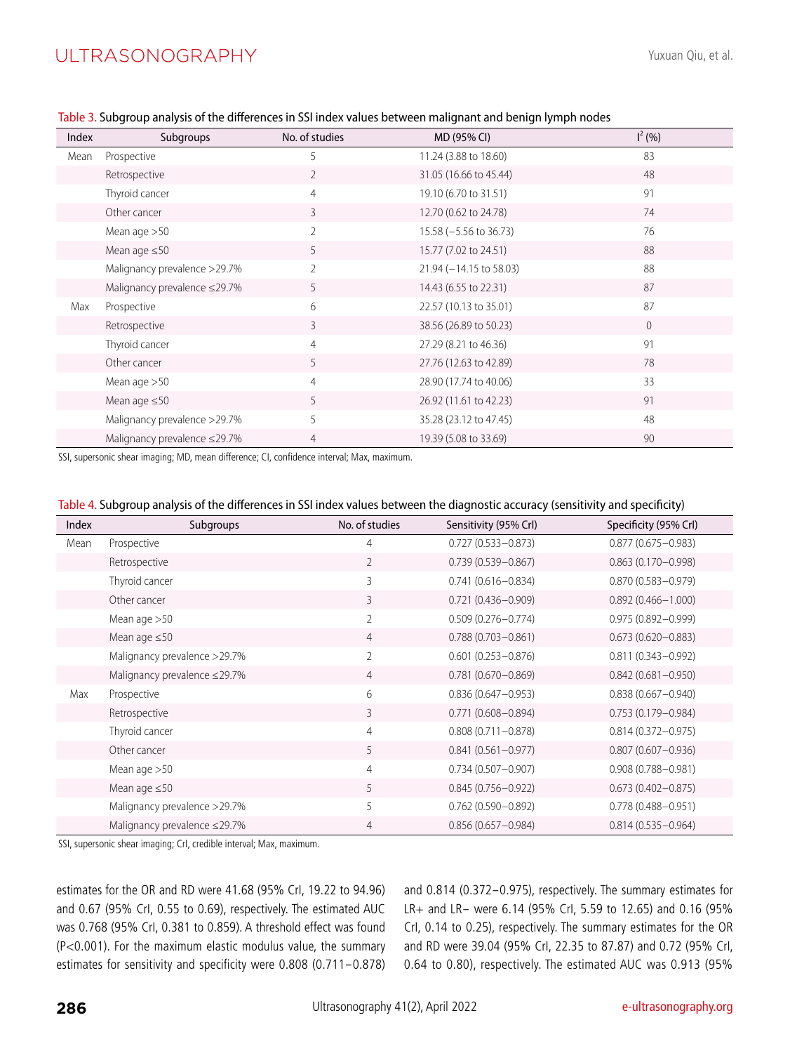Table 3. Subgroup analysis of the differences in SSI index values between malignant and benign lymph nodes

| Index | Subgroups | No. of studies | MD (95% CI) | $I^2$ (%) |
|---|---|---|---|---|
| Mean | Prospective | 5 | 11.24 (3.88 to 18.60) | 83 |
| | Retrospective | 2 | 31.05 (16.66 to 45.44) | 48 |
| | Thyroid cancer | 4 | 19.10 (6.70 to 31.51) | 91 |
| | Other cancer | 3 | 12.70 (0.62 to 24.78) | 74 |
| | Mean age >50 | 2 | 15.58 (−5.56 to 36.73) | 76 |
| | Mean age ≤50 | 5 | 15.77 (7.02 to 24.51) | 88 |
| | Malignancy prevalence >29.7% | 2 | 21.94 (−14.15 to 58.03) | 88 |
| | Malignancy prevalence ≤29.7% | 5 | 14.43 (6.55 to 22.31) | 87 |
| Max | Prospective | 6 | 22.57 (10.13 to 35.01) | 87 |
| | Retrospective | 3 | 38.56 (26.89 to 50.23) | 0 |
| | Thyroid cancer | 4 | 27.29 (8.21 to 46.36) | 91 |
| | Other cancer | 5 | 27.76 (12.63 to 42.89) | 78 |
| | Mean age >50 | 4 | 28.90 (17.74 to 40.06) | 33 |
| | Mean age ≤50 | 5 | 26.92 (11.61 to 42.23) | 91 |
| | Malignancy prevalence >29.7% | 5 | 35.28 (23.12 to 47.45) | 48 |
| | Malignancy prevalence ≤29.7% | 4 | 19.39 (5.08 to 33.69) | 90 |

SSI, supersonic shear imaging; MD, mean difference; CI, confidence interval; Max, maximum.

Table 4. Subgroup analysis of the differences in SSI index values between the diagnostic accuracy (sensitivity and specificity)

| Index | Subgroups | No. of studies | Sensitivity (95% CrI) | Specificity (95% CrI) |
|---|---|---|---|---|
| Mean | Prospective | 4 | 0.727 (0.533–0.873) | 0.877 (0.675–0.983) |
| | Retrospective | 2 | 0.739 (0.539–0.867) | 0.863 (0.170–0.998) |
| | Thyroid cancer | 3 | 0.741 (0.616–0.834) | 0.870 (0.583–0.979) |
| | Other cancer | 3 | 0.721 (0.436–0.909) | 0.892 (0.466–1.000) |
| | Mean age >50 | 2 | 0.509 (0.276–0.774) | 0.975 (0.892–0.999) |
| | Mean age ≤50 | 4 | 0.788 (0.703–0.861) | 0.673 (0.620–0.883) |
| | Malignancy prevalence >29.7% | 2 | 0.601 (0.253–0.876) | 0.811 (0.343–0.992) |
| | Malignancy prevalence ≤29.7% | 4 | 0.781 (0.670–0.869) | 0.842 (0.681–0.950) |
| Max | Prospective | 6 | 0.836 (0.647–0.953) | 0.838 (0.667–0.940) |
| | Retrospective | 3 | 0.771 (0.608–0.894) | 0.753 (0.179–0.984) |
| | Thyroid cancer | 4 | 0.808 (0.711–0.878) | 0.814 (0.372–0.975) |
| | Other cancer | 5 | 0.841 (0.561–0.977) | 0.807 (0.607–0.936) |
| | Mean age >50 | 4 | 0.734 (0.507–0.907) | 0.908 (0.788–0.981) |
| | Mean age ≤50 | 5 | 0.845 (0.756–0.922) | 0.673 (0.402–0.875) |
| | Malignancy prevalence >29.7% | 5 | 0.762 (0.590–0.892) | 0.778 (0.488–0.951) |
| | Malignancy prevalence ≤29.7% | 4 | 0.856 (0.657–0.984) | 0.814 (0.535–0.964) |

SSI, supersonic shear imaging; CrI, credible interval; Max, maximum.

estimates for the OR and RD were 41.68 (95% CrI, 19.22 to 94.96) and 0.67 (95% CrI, 0.55 to 0.69), respectively. The estimated AUC was 0.768 (95% CrI, 0.381 to 0.859). A threshold effect was found ($P<0.001$). For the maximum elastic modulus value, the summary estimates for sensitivity and specificity were 0.808 (0.711–0.878) and 0.814 (0.372–0.975), respectively. The summary estimates for LR+ and LR− were 6.14 (95% CrI, 5.59 to 12.65) and 0.16 (95% CrI, 0.14 to 0.25), respectively. The summary estimates for the OR and RD were 39.04 (95% CrI, 22.35 to 87.87) and 0.72 (95% CrI, 0.64 to 0.80), respectively. The estimated AUC was 0.913 (95%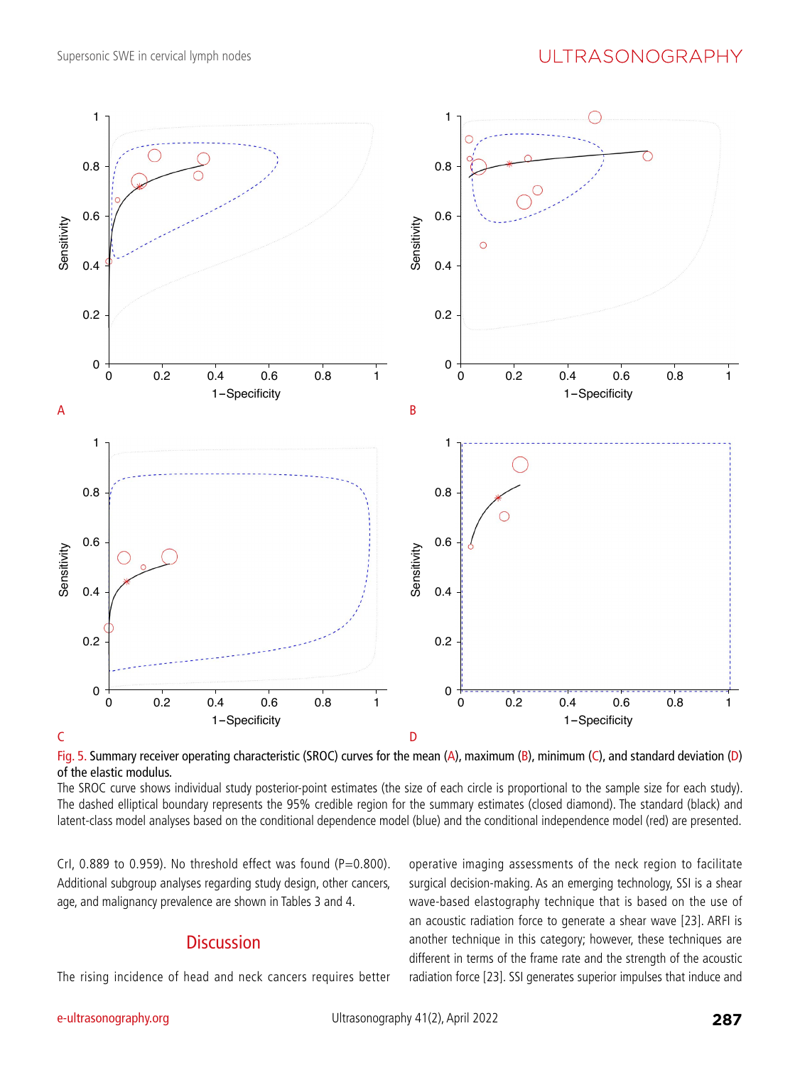Fig. 5. Summary receiver operating characteristic (SROC) curves for the mean (A), maximum (B), minimum (C), and standard deviation (D) of the elastic modulus.

The SROC curve shows individual study posterior-point estimates (the size of each circle is proportional to the sample size for each study). The dashed elliptical boundary represents the 95% credible region for the summary estimates (closed diamond). The standard (black) and latent-class model analyses based on the conditional dependence model (blue) and the conditional independence model (red) are presented.

CrI, 0.889 to 0.959). No threshold effect was found (P=0.800). Additional subgroup analyses regarding study design, other cancers, age, and malignancy prevalence are shown in Tables 3 and 4.

## Discussion

The rising incidence of head and neck cancers requires better operative imaging assessments of the neck region to facilitate surgical decision-making. As an emerging technology, SSI is a shear wave-based elastography technique that is based on the use of an acoustic radiation force to generate a shear wave [23]. ARFI is another technique in this category; however, these techniques are different in terms of the frame rate and the strength of the acoustic radiation force [23]. SSI generates superior impulses that induce and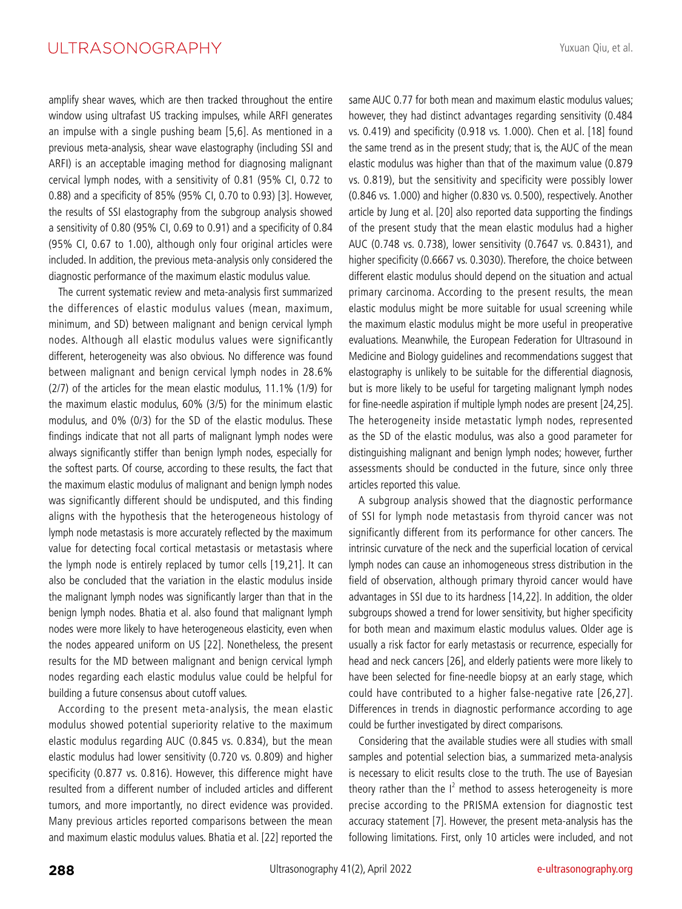amplify shear waves, which are then tracked throughout the entire window using ultrafast US tracking impulses, while ARFI generates an impulse with a single pushing beam [5,6]. As mentioned in a previous meta-analysis, shear wave elastography (including SSI and ARFI) is an acceptable imaging method for diagnosing malignant cervical lymph nodes, with a sensitivity of 0.81 (95% CI, 0.72 to 0.88) and a specificity of 85% (95% CI, 0.70 to 0.93) [3]. However, the results of SSI elastography from the subgroup analysis showed a sensitivity of 0.80 (95% CI, 0.69 to 0.91) and a specificity of 0.84 (95% CI, 0.67 to 1.00), although only four original articles were included. In addition, the previous meta-analysis only considered the diagnostic performance of the maximum elastic modulus value.

The current systematic review and meta-analysis first summarized the differences of elastic modulus values (mean, maximum, minimum, and SD) between malignant and benign cervical lymph nodes. Although all elastic modulus values were significantly different, heterogeneity was also obvious. No difference was found between malignant and benign cervical lymph nodes in 28.6% (2/7) of the articles for the mean elastic modulus, 11.1% (1/9) for the maximum elastic modulus, 60% (3/5) for the minimum elastic modulus, and 0% (0/3) for the SD of the elastic modulus. These findings indicate that not all parts of malignant lymph nodes were always significantly stiffer than benign lymph nodes, especially for the softest parts. Of course, according to these results, the fact that the maximum elastic modulus of malignant and benign lymph nodes was significantly different should be undisputed, and this finding aligns with the hypothesis that the heterogeneous histology of lymph node metastasis is more accurately reflected by the maximum value for detecting focal cortical metastasis or metastasis where the lymph node is entirely replaced by tumor cells [19,21]. It can also be concluded that the variation in the elastic modulus inside the malignant lymph nodes was significantly larger than that in the benign lymph nodes. Bhatia et al. also found that malignant lymph nodes were more likely to have heterogeneous elasticity, even when the nodes appeared uniform on US [22]. Nonetheless, the present results for the MD between malignant and benign cervical lymph nodes regarding each elastic modulus value could be helpful for building a future consensus about cutoff values.

According to the present meta-analysis, the mean elastic modulus showed potential superiority relative to the maximum elastic modulus regarding AUC (0.845 vs. 0.834), but the mean elastic modulus had lower sensitivity (0.720 vs. 0.809) and higher specificity (0.877 vs. 0.816). However, this difference might have resulted from a different number of included articles and different tumors, and more importantly, no direct evidence was provided. Many previous articles reported comparisons between the mean and maximum elastic modulus values. Bhatia et al. [22] reported the same AUC 0.77 for both mean and maximum elastic modulus values; however, they had distinct advantages regarding sensitivity (0.484 vs. 0.419) and specificity (0.918 vs. 1.000). Chen et al. [18] found the same trend as in the present study; that is, the AUC of the mean elastic modulus was higher than that of the maximum value (0.879 vs. 0.819), but the sensitivity and specificity were possibly lower (0.846 vs. 1.000) and higher (0.830 vs. 0.500), respectively. Another article by Jung et al. [20] also reported data supporting the findings of the present study that the mean elastic modulus had a higher AUC (0.748 vs. 0.738), lower sensitivity (0.7647 vs. 0.8431), and higher specificity (0.6667 vs. 0.3030). Therefore, the choice between different elastic modulus should depend on the situation and actual primary carcinoma. According to the present results, the mean elastic modulus might be more suitable for usual screening while the maximum elastic modulus might be more useful in preoperative evaluations. Meanwhile, the European Federation for Ultrasound in Medicine and Biology guidelines and recommendations suggest that elastography is unlikely to be suitable for the differential diagnosis, but is more likely to be useful for targeting malignant lymph nodes for fine-needle aspiration if multiple lymph nodes are present [24,25]. The heterogeneity inside metastatic lymph nodes, represented as the SD of the elastic modulus, was also a good parameter for distinguishing malignant and benign lymph nodes; however, further assessments should be conducted in the future, since only three articles reported this value.

A subgroup analysis showed that the diagnostic performance of SSI for lymph node metastasis from thyroid cancer was not significantly different from its performance for other cancers. The intrinsic curvature of the neck and the superficial location of cervical lymph nodes can cause an inhomogeneous stress distribution in the field of observation, although primary thyroid cancer would have advantages in SSI due to its hardness [14,22]. In addition, the older subgroups showed a trend for lower sensitivity, but higher specificity for both mean and maximum elastic modulus values. Older age is usually a risk factor for early metastasis or recurrence, especially for head and neck cancers [26], and elderly patients were more likely to have been selected for fine-needle biopsy at an early stage, which could have contributed to a higher false-negative rate [26,27]. Differences in trends in diagnostic performance according to age could be further investigated by direct comparisons.

Considering that the available studies were all studies with small samples and potential selection bias, a summarized meta-analysis is necessary to elicit results close to the truth. The use of Bayesian theory rather than the $I^2$ method to assess heterogeneity is more precise according to the PRISMA extension for diagnostic test accuracy statement [7]. However, the present meta-analysis has the following limitations. First, only 10 articles were included, and not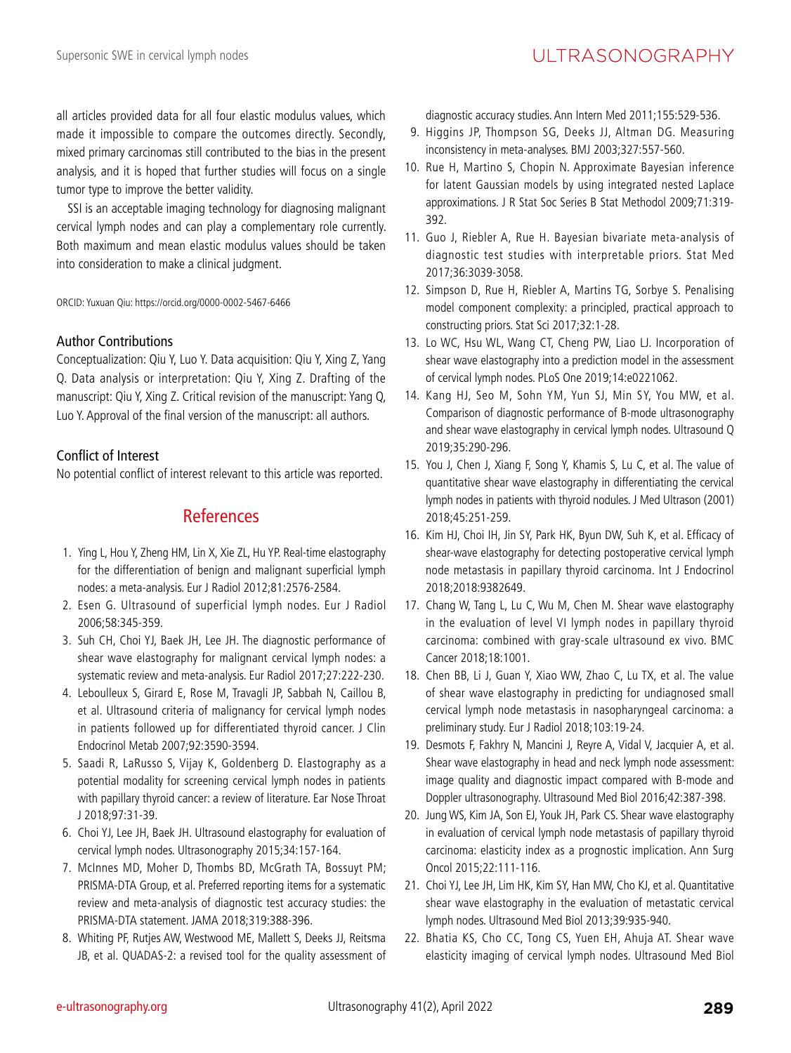all articles provided data for all four elastic modulus values, which made it impossible to compare the outcomes directly. Secondly, mixed primary carcinomas still contributed to the bias in the present analysis, and it is hoped that further studies will focus on a single tumor type to improve the better validity.

SSI is an acceptable imaging technology for diagnosing malignant cervical lymph nodes and can play a complementary role currently. Both maximum and mean elastic modulus values should be taken into consideration to make a clinical judgment.

ORCID: Yuxuan Qiu: https://orcid.org/0000-0002-5467-6466

### Author Contributions

Conceptualization: Qiu Y, Luo Y. Data acquisition: Qiu Y, Xing Z, Yang Q. Data analysis or interpretation: Qiu Y, Xing Z. Drafting of the manuscript: Qiu Y, Xing Z. Critical revision of the manuscript: Yang Q, Luo Y. Approval of the final version of the manuscript: all authors.

### Conflict of Interest

No potential conflict of interest relevant to this article was reported.

## References

1. Ying L, Hou Y, Zheng HM, Lin X, Xie ZL, Hu YP. Real-time elastography for the differentiation of benign and malignant superficial lymph nodes: a meta-analysis. Eur J Radiol 2012;81:2576-2584.
2. Esen G. Ultrasound of superficial lymph nodes. Eur J Radiol 2006;58:345-359.
3. Suh CH, Choi YJ, Baek JH, Lee JH. The diagnostic performance of shear wave elastography for malignant cervical lymph nodes: a systematic review and meta-analysis. Eur Radiol 2017;27:222-230.
4. Leboulleux S, Girard E, Rose M, Travagli JP, Sabbah N, Caillou B, et al. Ultrasound criteria of malignancy for cervical lymph nodes in patients followed up for differentiated thyroid cancer. J Clin Endocrinol Metab 2007;92:3590-3594.
5. Saadi R, LaRusso S, Vijay K, Goldenberg D. Elastography as a potential modality for screening cervical lymph nodes in patients with papillary thyroid cancer: a review of literature. Ear Nose Throat J 2018;97:31-39.
6. Choi YJ, Lee JH, Baek JH. Ultrasound elastography for evaluation of cervical lymph nodes. Ultrasonography 2015;34:157-164.
7. McInnes MD, Moher D, Thombs BD, McGrath TA, Bossuyt PM; PRISMA-DTA Group, et al. Preferred reporting items for a systematic review and meta-analysis of diagnostic test accuracy studies: the PRISMA-DTA statement. JAMA 2018;319:388-396.
8. Whiting PF, Rutjes AW, Westwood ME, Mallett S, Deeks JJ, Reitsma JB, et al. QUADAS-2: a revised tool for the quality assessment of diagnostic accuracy studies. Ann Intern Med 2011;155:529-536.
9. Higgins JP, Thompson SG, Deeks JJ, Altman DG. Measuring inconsistency in meta-analyses. BMJ 2003;327:557-560.
10. Rue H, Martino S, Chopin N. Approximate Bayesian inference for latent Gaussian models by using integrated nested Laplace approximations. J R Stat Soc Series B Stat Methodol 2009;71:319-392.
11. Guo J, Riebler A, Rue H. Bayesian bivariate meta-analysis of diagnostic test studies with interpretable priors. Stat Med 2017;36:3039-3058.
12. Simpson D, Rue H, Riebler A, Martins TG, Sorbye S. Penalising model component complexity: a principled, practical approach to constructing priors. Stat Sci 2017;32:1-28.
13. Lo WC, Hsu WL, Wang CT, Cheng PW, Liao LJ. Incorporation of shear wave elastography into a prediction model in the assessment of cervical lymph nodes. PLoS One 2019;14:e0221062.
14. Kang HJ, Seo M, Sohn YM, Yun SJ, Min SY, You MW, et al. Comparison of diagnostic performance of B-mode ultrasonography and shear wave elastography in cervical lymph nodes. Ultrasound Q 2019;35:290-296.
15. You J, Chen J, Xiang F, Song Y, Khamis S, Lu C, et al. The value of quantitative shear wave elastography in differentiating the cervical lymph nodes in patients with thyroid nodules. J Med Ultrason (2001) 2018;45:251-259.
16. Kim HJ, Choi IH, Jin SY, Park HK, Byun DW, Suh K, et al. Efficacy of shear-wave elastography for detecting postoperative cervical lymph node metastasis in papillary thyroid carcinoma. Int J Endocrinol 2018;2018:9382649.
17. Chang W, Tang L, Lu C, Wu M, Chen M. Shear wave elastography in the evaluation of level VI lymph nodes in papillary thyroid carcinoma: combined with gray-scale ultrasound ex vivo. BMC Cancer 2018;18:1001.
18. Chen BB, Li J, Guan Y, Xiao WW, Zhao C, Lu TX, et al. The value of shear wave elastography in predicting for undiagnosed small cervical lymph node metastasis in nasopharyngeal carcinoma: a preliminary study. Eur J Radiol 2018;103:19-24.
19. Desmots F, Fakhry N, Mancini J, Reyre A, Vidal V, Jacquier A, et al. Shear wave elastography in head and neck lymph node assessment: image quality and diagnostic impact compared with B-mode and Doppler ultrasonography. Ultrasound Med Biol 2016;42:387-398.
20. Jung WS, Kim JA, Son EJ, Youk JH, Park CS. Shear wave elastography in evaluation of cervical lymph node metastasis of papillary thyroid carcinoma: elasticity index as a prognostic implication. Ann Surg Oncol 2015;22:111-116.
21. Choi YJ, Lee JH, Lim HK, Kim SY, Han MW, Cho KJ, et al. Quantitative shear wave elastography in the evaluation of metastatic cervical lymph nodes. Ultrasound Med Biol 2013;39:935-940.
22. Bhatia KS, Cho CC, Tong CS, Yuen EH, Ahuja AT. Shear wave elasticity imaging of cervical lymph nodes. Ultrasound Med Biol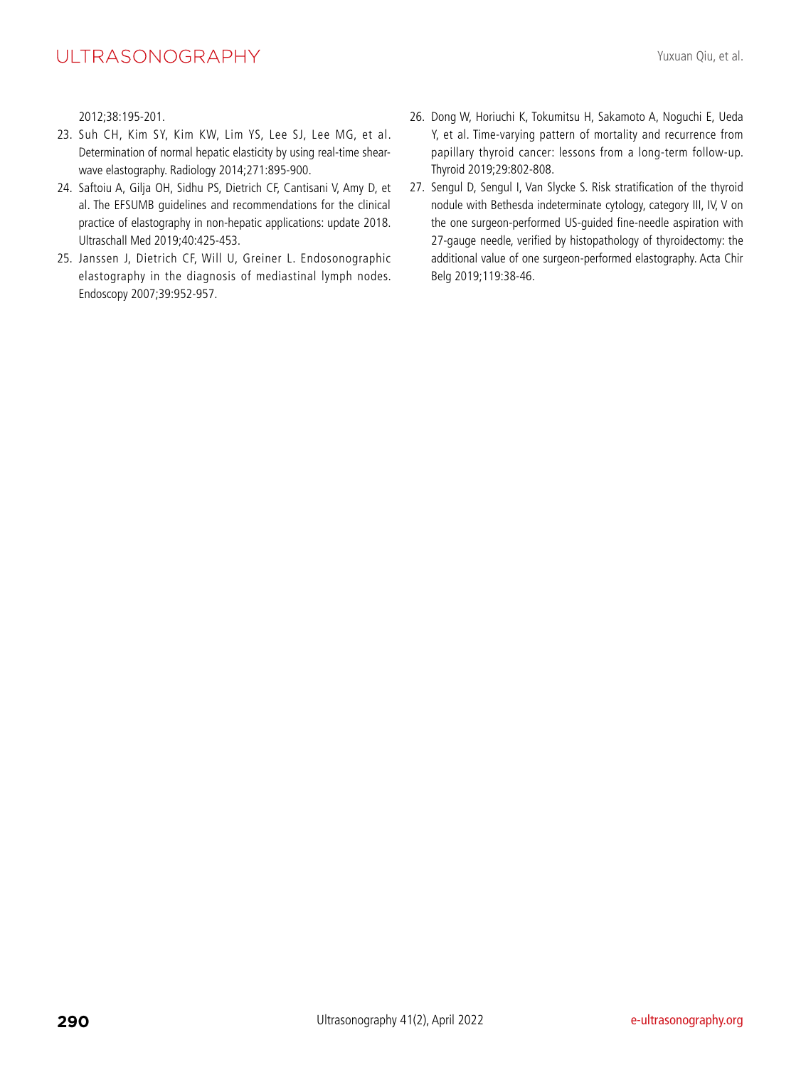2012;38:195-201.

23. Suh CH, Kim SY, Kim KW, Lim YS, Lee SJ, Lee MG, et al. Determination of normal hepatic elasticity by using real-time shear-wave elastography. Radiology 2014;271:895-900.
24. Saftoiu A, Gilja OH, Sidhu PS, Dietrich CF, Cantisani V, Amy D, et al. The EFSUMB guidelines and recommendations for the clinical practice of elastography in non-hepatic applications: update 2018. Ultraschall Med 2019;40:425-453.
25. Janssen J, Dietrich CF, Will U, Greiner L. Endosonographic elastography in the diagnosis of mediastinal lymph nodes. Endoscopy 2007;39:952-957.
26. Dong W, Horiuchi K, Tokumitsu H, Sakamoto A, Noguchi E, Ueda Y, et al. Time-varying pattern of mortality and recurrence from papillary thyroid cancer: lessons from a long-term follow-up. Thyroid 2019;29:802-808.
27. Sengul D, Sengul I, Van Slycke S. Risk stratification of the thyroid nodule with Bethesda indeterminate cytology, category III, IV, V on the one surgeon-performed US-guided fine-needle aspiration with 27-gauge needle, verified by histopathology of thyroidectomy: the additional value of one surgeon-performed elastography. Acta Chir Belg 2019;119:38-46.